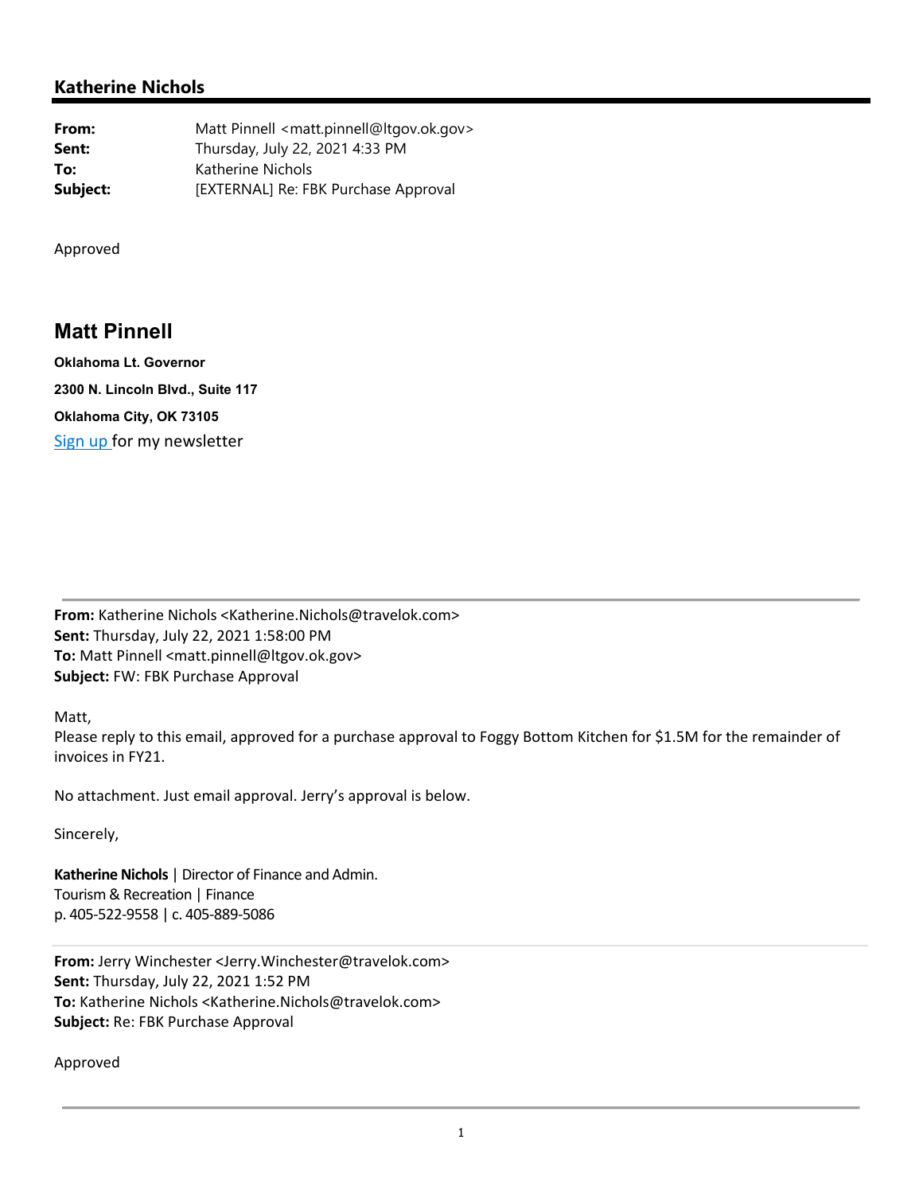## Katherine Nichols

**From:** Matt Pinnell <matt.pinnell@ltgov.ok.gov>
**Sent:** Thursday, July 22, 2021 4:33 PM
**To:** Katherine Nichols
**Subject:** [EXTERNAL] Re: FBK Purchase Approval

Approved

## Matt Pinnell

**Oklahoma Lt. Governor**

**2300 N. Lincoln Blvd., Suite 117**

**Oklahoma City, OK 73105**

Sign up for my newsletter

---

**From:** Katherine Nichols <Katherine.Nichols@travelok.com>
**Sent:** Thursday, July 22, 2021 1:58:00 PM
**To:** Matt Pinnell <matt.pinnell@ltgov.ok.gov>
**Subject:** FW: FBK Purchase Approval

Matt,
Please reply to this email, approved for a purchase approval to Foggy Bottom Kitchen for $1.5M for the remainder of invoices in FY21.

No attachment. Just email approval. Jerry's approval is below.

Sincerely,

**Katherine Nichols** | Director of Finance and Admin.
Tourism & Recreation | Finance
p. 405-522-9558 | c. 405-889-5086

---

**From:** Jerry Winchester <Jerry.Winchester@travelok.com>
**Sent:** Thursday, July 22, 2021 1:52 PM
**To:** Katherine Nichols <Katherine.Nichols@travelok.com>
**Subject:** Re: FBK Purchase Approval

Approved

---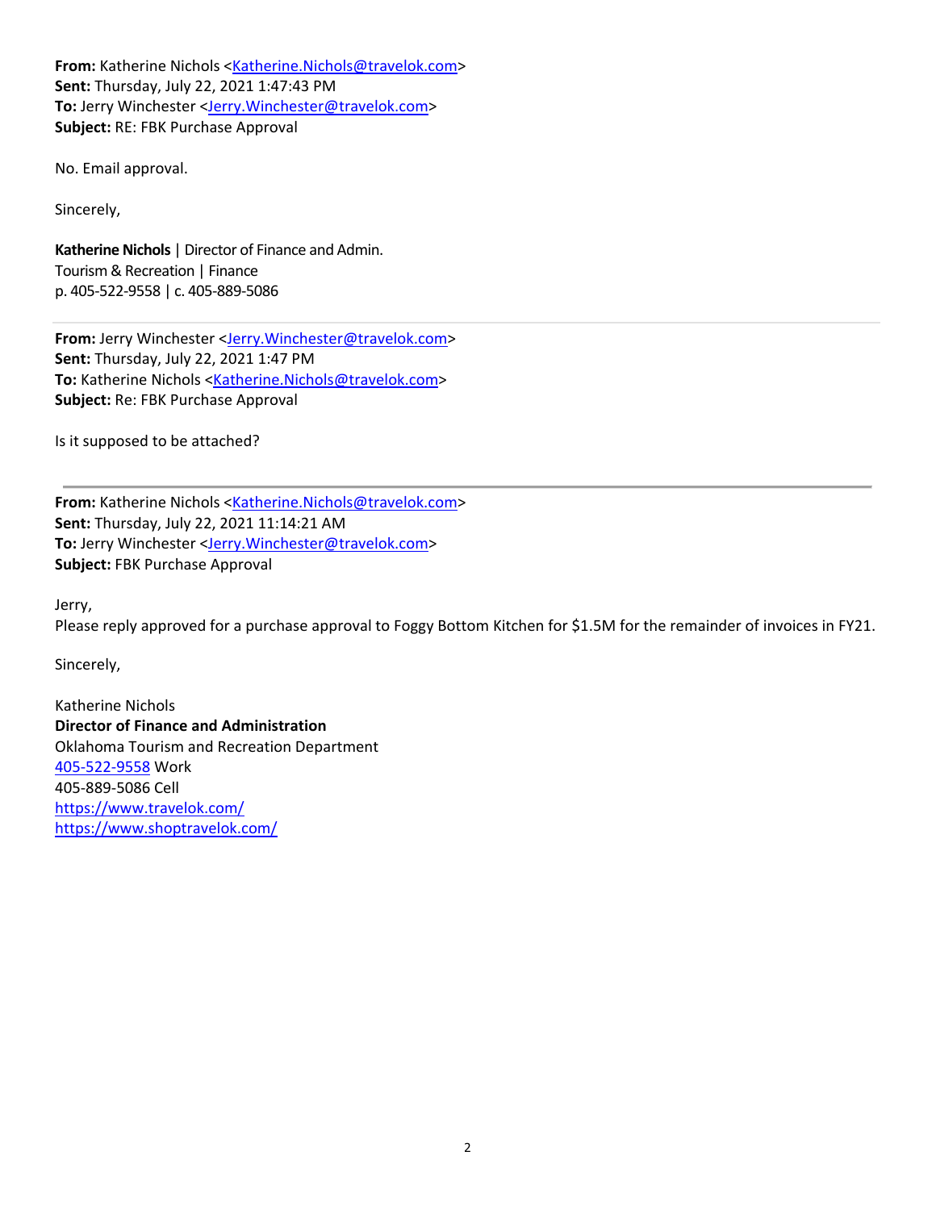**From:** Katherine Nichols <Katherine.Nichols@travelok.com>
**Sent:** Thursday, July 22, 2021 1:47:43 PM
**To:** Jerry Winchester <Jerry.Winchester@travelok.com>
**Subject:** RE: FBK Purchase Approval

No. Email approval.

Sincerely,

**Katherine Nichols** | Director of Finance and Admin.
Tourism & Recreation | Finance
p. 405-522-9558 | c. 405-889-5086

---

**From:** Jerry Winchester <Jerry.Winchester@travelok.com>
**Sent:** Thursday, July 22, 2021 1:47 PM
**To:** Katherine Nichols <Katherine.Nichols@travelok.com>
**Subject:** Re: FBK Purchase Approval

Is it supposed to be attached?

---

**From:** Katherine Nichols <Katherine.Nichols@travelok.com>
**Sent:** Thursday, July 22, 2021 11:14:21 AM
**To:** Jerry Winchester <Jerry.Winchester@travelok.com>
**Subject:** FBK Purchase Approval

Jerry,
Please reply approved for a purchase approval to Foggy Bottom Kitchen for $1.5M for the remainder of invoices in FY21.

Sincerely,

Katherine Nichols
**Director of Finance and Administration**
Oklahoma Tourism and Recreation Department
405-522-9558 Work
405-889-5086 Cell
https://www.travelok.com/
https://www.shoptravelok.com/